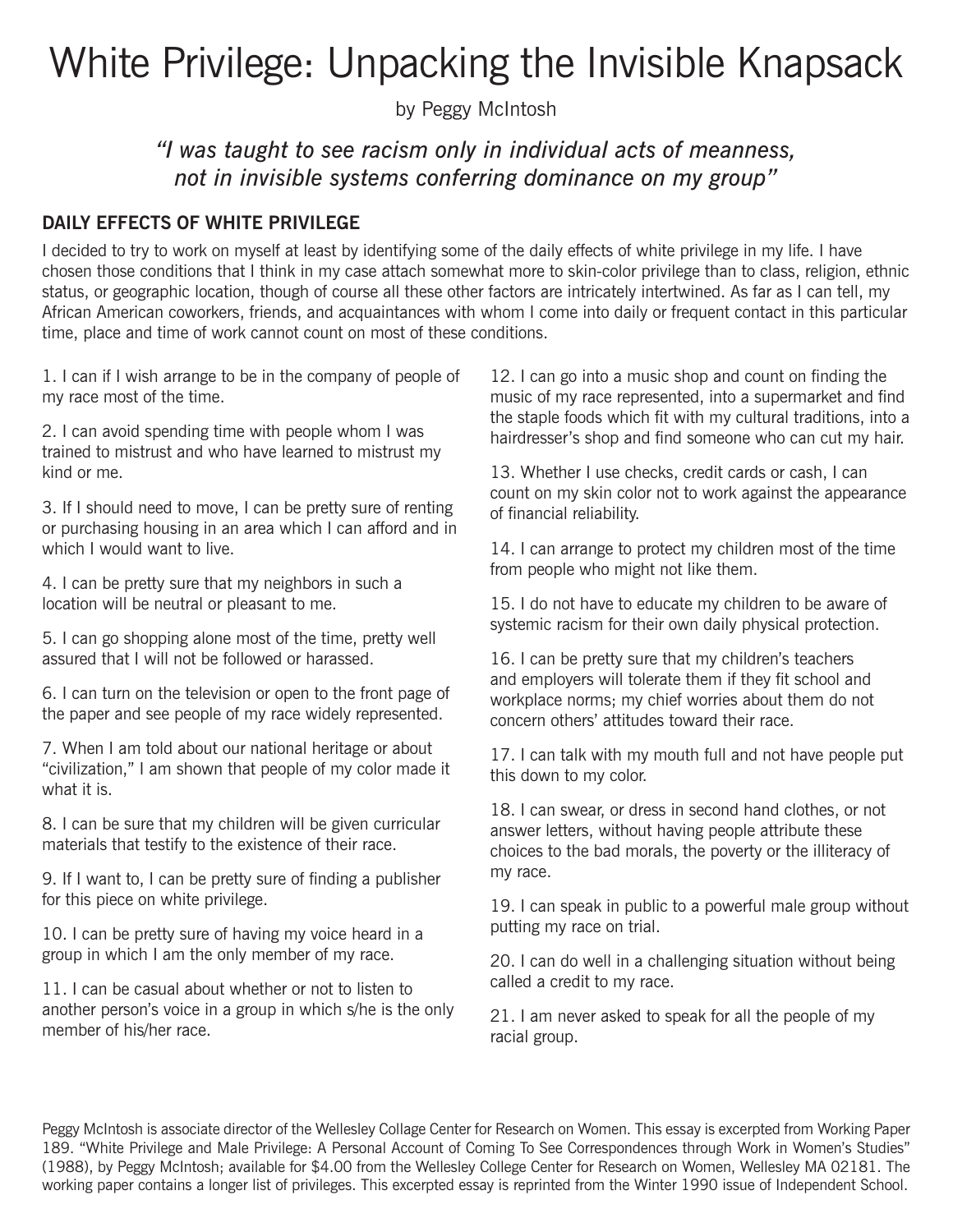# White Privilege: Unpacking the Invisible Knapsack

by Peggy McIntosh

*"I was taught to see racism only in individual acts of meanness, not in invisible systems conferring dominance on my group"*

## DAILY EFFECTS OF WHITE PRIVILEGE

I decided to try to work on myself at least by identifying some of the daily effects of white privilege in my life. I have chosen those conditions that I think in my case attach somewhat more to skin-color privilege than to class, religion, ethnic status, or geographic location, though of course all these other factors are intricately intertwined. As far as I can tell, my African American coworkers, friends, and acquaintances with whom I come into daily or frequent contact in this particular time, place and time of work cannot count on most of these conditions.

1. I can if I wish arrange to be in the company of people of my race most of the time.

2. I can avoid spending time with people whom I was trained to mistrust and who have learned to mistrust my kind or me.

3. If I should need to move, I can be pretty sure of renting or purchasing housing in an area which I can afford and in which I would want to live.

4. I can be pretty sure that my neighbors in such a location will be neutral or pleasant to me.

5. I can go shopping alone most of the time, pretty well assured that I will not be followed or harassed.

6. I can turn on the television or open to the front page of the paper and see people of my race widely represented.

7. When I am told about our national heritage or about "civilization," I am shown that people of my color made it what it is.

8. I can be sure that my children will be given curricular materials that testify to the existence of their race.

9. If I want to, I can be pretty sure of finding a publisher for this piece on white privilege.

10. I can be pretty sure of having my voice heard in a group in which I am the only member of my race.

11. I can be casual about whether or not to listen to another person's voice in a group in which s/he is the only member of his/her race.

12. I can go into a music shop and count on finding the music of my race represented, into a supermarket and find the staple foods which fit with my cultural traditions, into a hairdresser's shop and find someone who can cut my hair.

13. Whether I use checks, credit cards or cash, I can count on my skin color not to work against the appearance of financial reliability.

14. I can arrange to protect my children most of the time from people who might not like them.

15. I do not have to educate my children to be aware of systemic racism for their own daily physical protection.

16. I can be pretty sure that my children's teachers and employers will tolerate them if they fit school and workplace norms; my chief worries about them do not concern others' attitudes toward their race.

17. I can talk with my mouth full and not have people put this down to my color.

18. I can swear, or dress in second hand clothes, or not answer letters, without having people attribute these choices to the bad morals, the poverty or the illiteracy of my race.

19. I can speak in public to a powerful male group without putting my race on trial.

20. I can do well in a challenging situation without being called a credit to my race.

21. I am never asked to speak for all the people of my racial group.

Peggy McIntosh is associate director of the Wellesley Collage Center for Research on Women. This essay is excerpted from Working Paper 189. "White Privilege and Male Privilege: A Personal Account of Coming To See Correspondences through Work in Women's Studies" (1988), by Peggy McIntosh; available for $4.00 from the Wellesley College Center for Research on Women, Wellesley MA 02181. The working paper contains a longer list of privileges. This excerpted essay is reprinted from the Winter 1990 issue of Independent School.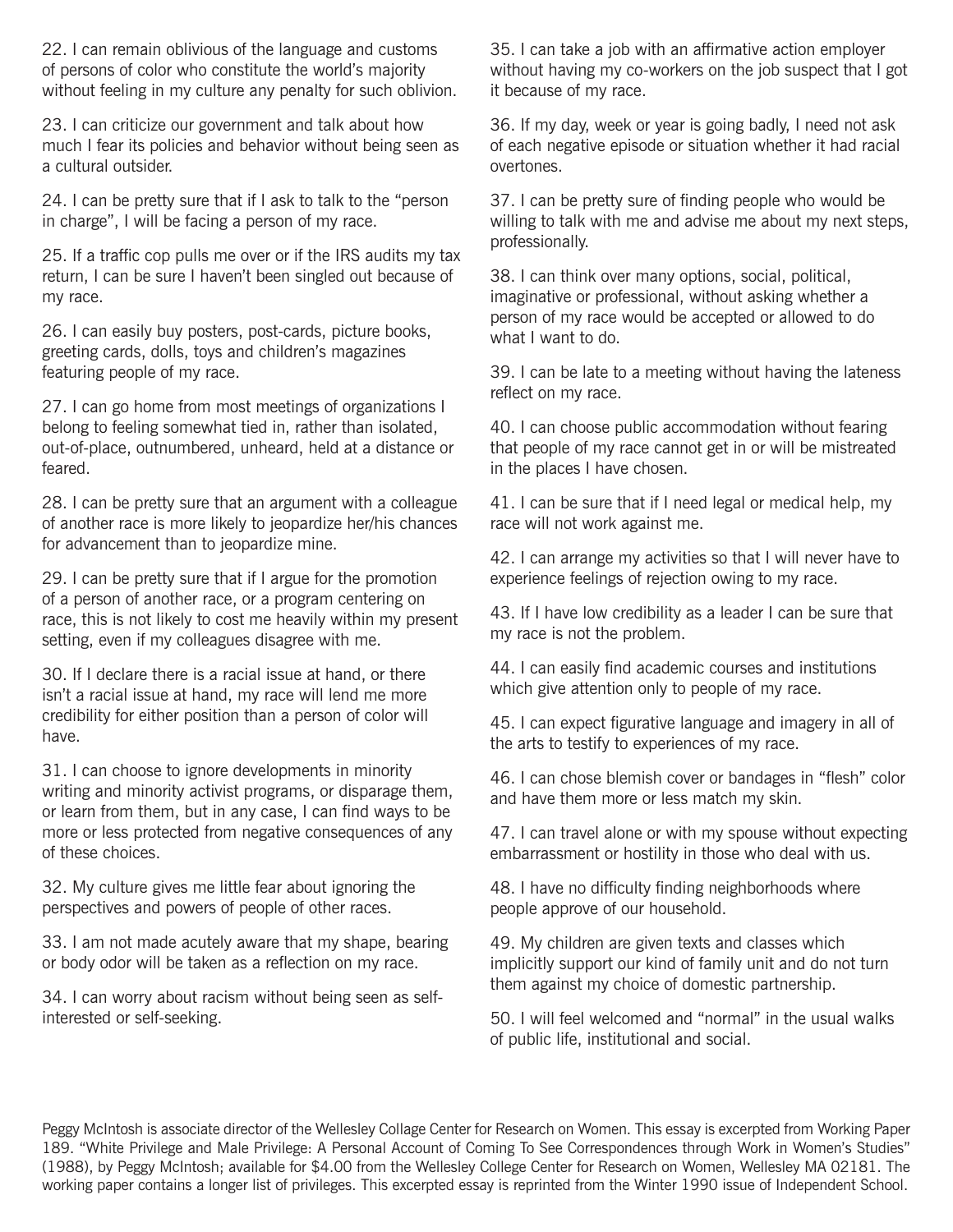22. I can remain oblivious of the language and customs of persons of color who constitute the world's majority without feeling in my culture any penalty for such oblivion.

23. I can criticize our government and talk about how much I fear its policies and behavior without being seen as a cultural outsider.

24. I can be pretty sure that if I ask to talk to the "person in charge", I will be facing a person of my race.

25. If a traffic cop pulls me over or if the IRS audits my tax return, I can be sure I haven't been singled out because of my race.

26. I can easily buy posters, post-cards, picture books, greeting cards, dolls, toys and children's magazines featuring people of my race.

27. I can go home from most meetings of organizations I belong to feeling somewhat tied in, rather than isolated, out-of-place, outnumbered, unheard, held at a distance or feared.

28. I can be pretty sure that an argument with a colleague of another race is more likely to jeopardize her/his chances for advancement than to jeopardize mine.

29. I can be pretty sure that if I argue for the promotion of a person of another race, or a program centering on race, this is not likely to cost me heavily within my present setting, even if my colleagues disagree with me.

30. If I declare there is a racial issue at hand, or there isn't a racial issue at hand, my race will lend me more credibility for either position than a person of color will have.

31. I can choose to ignore developments in minority writing and minority activist programs, or disparage them, or learn from them, but in any case, I can find ways to be more or less protected from negative consequences of any of these choices.

32. My culture gives me little fear about ignoring the perspectives and powers of people of other races.

33. I am not made acutely aware that my shape, bearing or body odor will be taken as a reflection on my race.

34. I can worry about racism without being seen as self-interested or self-seeking.

35. I can take a job with an affirmative action employer without having my co-workers on the job suspect that I got it because of my race.

36. If my day, week or year is going badly, I need not ask of each negative episode or situation whether it had racial overtones.

37. I can be pretty sure of finding people who would be willing to talk with me and advise me about my next steps, professionally.

38. I can think over many options, social, political, imaginative or professional, without asking whether a person of my race would be accepted or allowed to do what I want to do.

39. I can be late to a meeting without having the lateness reflect on my race.

40. I can choose public accommodation without fearing that people of my race cannot get in or will be mistreated in the places I have chosen.

41. I can be sure that if I need legal or medical help, my race will not work against me.

42. I can arrange my activities so that I will never have to experience feelings of rejection owing to my race.

43. If I have low credibility as a leader I can be sure that my race is not the problem.

44. I can easily find academic courses and institutions which give attention only to people of my race.

45. I can expect figurative language and imagery in all of the arts to testify to experiences of my race.

46. I can chose blemish cover or bandages in "flesh" color and have them more or less match my skin.

47. I can travel alone or with my spouse without expecting embarrassment or hostility in those who deal with us.

48. I have no difficulty finding neighborhoods where people approve of our household.

49. My children are given texts and classes which implicitly support our kind of family unit and do not turn them against my choice of domestic partnership.

50. I will feel welcomed and "normal" in the usual walks of public life, institutional and social.

Peggy McIntosh is associate director of the Wellesley Collage Center for Research on Women. This essay is excerpted from Working Paper 189. "White Privilege and Male Privilege: A Personal Account of Coming To See Correspondences through Work in Women's Studies" (1988), by Peggy McIntosh; available for $4.00 from the Wellesley College Center for Research on Women, Wellesley MA 02181. The working paper contains a longer list of privileges. This excerpted essay is reprinted from the Winter 1990 issue of Independent School.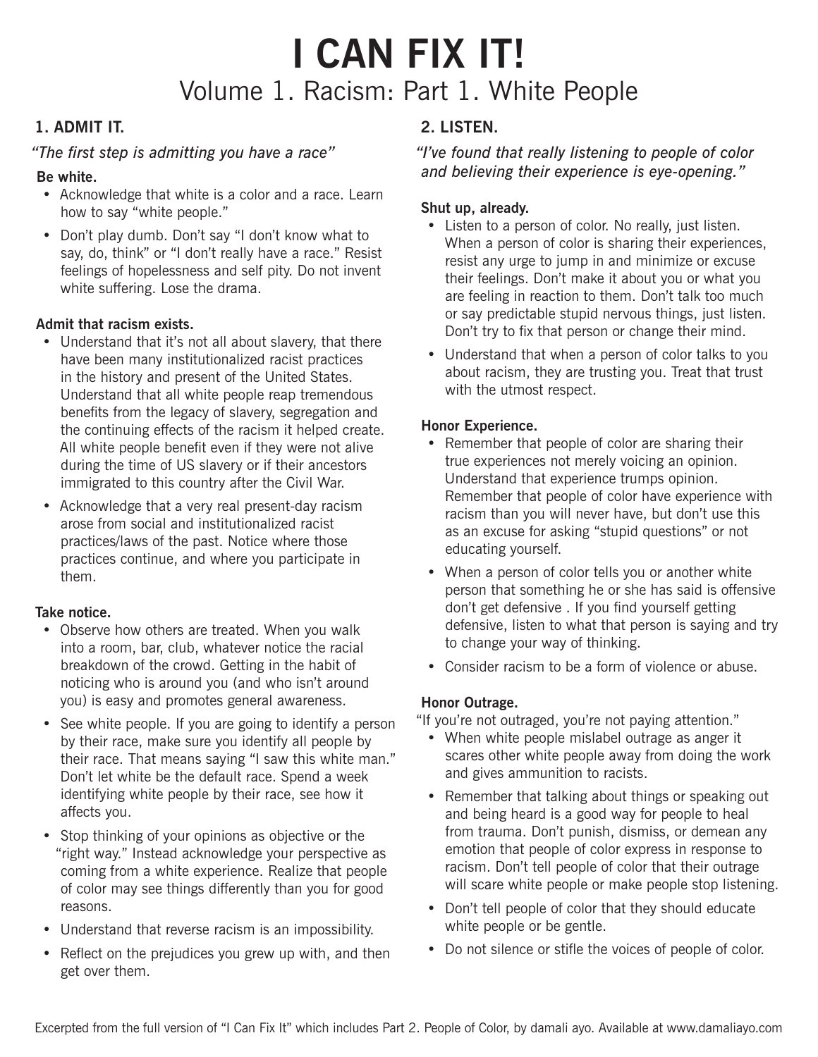# I CAN FIX IT!

## Volume 1. Racism: Part 1. White People

### 1. ADMIT IT.

*"The first step is admitting you have a race"*

**Be white.**

- Acknowledge that white is a color and a race. Learn how to say "white people."
- Don't play dumb. Don't say "I don't know what to say, do, think" or "I don't really have a race." Resist feelings of hopelessness and self pity. Do not invent white suffering. Lose the drama.

**Admit that racism exists.**

- Understand that it's not all about slavery, that there have been many institutionalized racist practices in the history and present of the United States. Understand that all white people reap tremendous benefits from the legacy of slavery, segregation and the continuing effects of the racism it helped create. All white people benefit even if they were not alive during the time of US slavery or if their ancestors immigrated to this country after the Civil War.
- Acknowledge that a very real present-day racism arose from social and institutionalized racist practices/laws of the past. Notice where those practices continue, and where you participate in them.

**Take notice.**

- Observe how others are treated. When you walk into a room, bar, club, whatever notice the racial breakdown of the crowd. Getting in the habit of noticing who is around you (and who isn't around you) is easy and promotes general awareness.
- See white people. If you are going to identify a person by their race, make sure you identify all people by their race. That means saying "I saw this white man." Don't let white be the default race. Spend a week identifying white people by their race, see how it affects you.
- Stop thinking of your opinions as objective or the "right way." Instead acknowledge your perspective as coming from a white experience. Realize that people of color may see things differently than you for good reasons.
- Understand that reverse racism is an impossibility.
- Reflect on the prejudices you grew up with, and then get over them.

### 2. LISTEN.

*"I've found that really listening to people of color and believing their experience is eye-opening."*

**Shut up, already.**

- Listen to a person of color. No really, just listen. When a person of color is sharing their experiences, resist any urge to jump in and minimize or excuse their feelings. Don't make it about you or what you are feeling in reaction to them. Don't talk too much or say predictable stupid nervous things, just listen. Don't try to fix that person or change their mind.
- Understand that when a person of color talks to you about racism, they are trusting you. Treat that trust with the utmost respect.

**Honor Experience.**

- Remember that people of color are sharing their true experiences not merely voicing an opinion. Understand that experience trumps opinion. Remember that people of color have experience with racism than you will never have, but don't use this as an excuse for asking "stupid questions" or not educating yourself.
- When a person of color tells you or another white person that something he or she has said is offensive don't get defensive . If you find yourself getting defensive, listen to what that person is saying and try to change your way of thinking.
- Consider racism to be a form of violence or abuse.

**Honor Outrage.**

"If you're not outraged, you're not paying attention."

- When white people mislabel outrage as anger it scares other white people away from doing the work and gives ammunition to racists.
- Remember that talking about things or speaking out and being heard is a good way for people to heal from trauma. Don't punish, dismiss, or demean any emotion that people of color express in response to racism. Don't tell people of color that their outrage will scare white people or make people stop listening.
- Don't tell people of color that they should educate white people or be gentle.
- Do not silence or stifle the voices of people of color.

Excerpted from the full version of "I Can Fix It" which includes Part 2. People of Color, by damali ayo. Available at www.damaliayo.com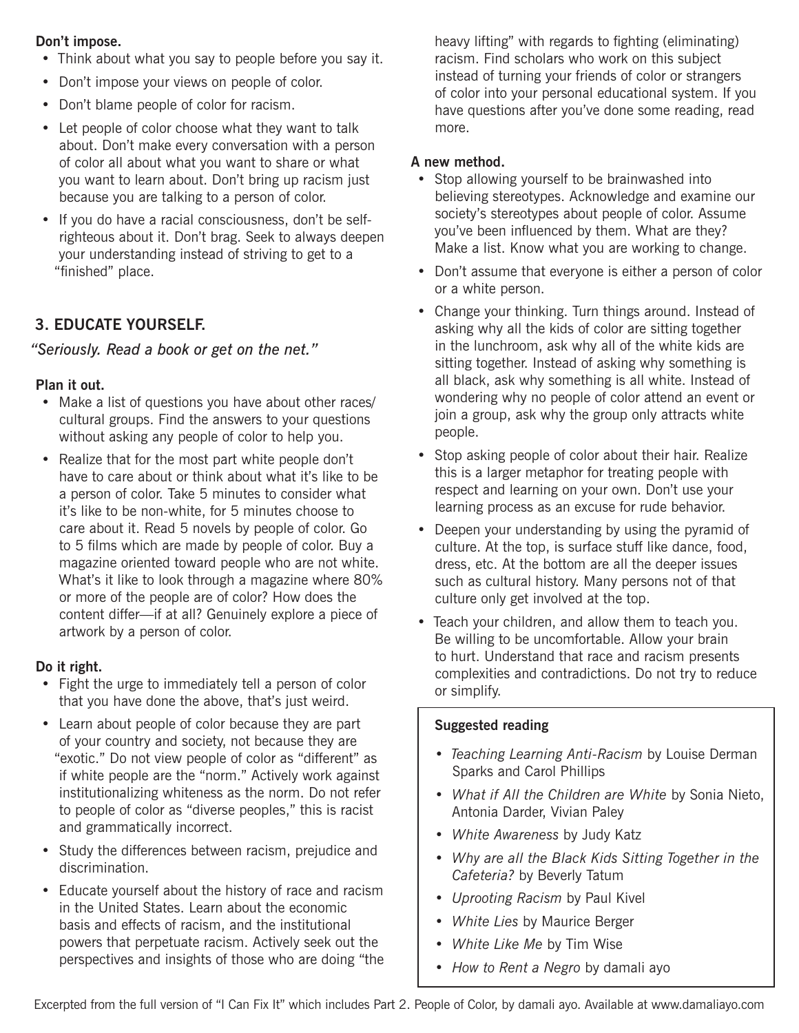**Don't impose.**

- Think about what you say to people before you say it.
- Don't impose your views on people of color.
- Don't blame people of color for racism.
- Let people of color choose what they want to talk about. Don't make every conversation with a person of color all about what you want to share or what you want to learn about. Don't bring up racism just because you are talking to a person of color.
- If you do have a racial consciousness, don't be self-righteous about it. Don't brag. Seek to always deepen your understanding instead of striving to get to a "finished" place.

## 3. EDUCATE YOURSELF.

*"Seriously. Read a book or get on the net."*

**Plan it out.**

- Make a list of questions you have about other races/cultural groups. Find the answers to your questions without asking any people of color to help you.
- Realize that for the most part white people don't have to care about or think about what it's like to be a person of color. Take 5 minutes to consider what it's like to be non-white, for 5 minutes choose to care about it. Read 5 novels by people of color. Go to 5 films which are made by people of color. Buy a magazine oriented toward people who are not white. What's it like to look through a magazine where 80% or more of the people are of color? How does the content differ—if at all? Genuinely explore a piece of artwork by a person of color.

**Do it right.**

- Fight the urge to immediately tell a person of color that you have done the above, that's just weird.
- Learn about people of color because they are part of your country and society, not because they are "exotic." Do not view people of color as "different" as if white people are the "norm." Actively work against institutionalizing whiteness as the norm. Do not refer to people of color as "diverse peoples," this is racist and grammatically incorrect.
- Study the differences between racism, prejudice and discrimination.
- Educate yourself about the history of race and racism in the United States. Learn about the economic basis and effects of racism, and the institutional powers that perpetuate racism. Actively seek out the perspectives and insights of those who are doing "the heavy lifting" with regards to fighting (eliminating) racism. Find scholars who work on this subject instead of turning your friends of color or strangers of color into your personal educational system. If you have questions after you've done some reading, read more.

**A new method.**

- Stop allowing yourself to be brainwashed into believing stereotypes. Acknowledge and examine our society's stereotypes about people of color. Assume you've been influenced by them. What are they? Make a list. Know what you are working to change.
- Don't assume that everyone is either a person of color or a white person.
- Change your thinking. Turn things around. Instead of asking why all the kids of color are sitting together in the lunchroom, ask why all of the white kids are sitting together. Instead of asking why something is all black, ask why something is all white. Instead of wondering why no people of color attend an event or join a group, ask why the group only attracts white people.
- Stop asking people of color about their hair. Realize this is a larger metaphor for treating people with respect and learning on your own. Don't use your learning process as an excuse for rude behavior.
- Deepen your understanding by using the pyramid of culture. At the top, is surface stuff like dance, food, dress, etc. At the bottom are all the deeper issues such as cultural history. Many persons not of that culture only get involved at the top.
- Teach your children, and allow them to teach you. Be willing to be uncomfortable. Allow your brain to hurt. Understand that race and racism presents complexities and contradictions. Do not try to reduce or simplify.

**Suggested reading**

- *Teaching Learning Anti-Racism* by Louise Derman Sparks and Carol Phillips
- *What if All the Children are White* by Sonia Nieto, Antonia Darder, Vivian Paley
- *White Awareness* by Judy Katz
- *Why are all the Black Kids Sitting Together in the Cafeteria?* by Beverly Tatum
- *Uprooting Racism* by Paul Kivel
- *White Lies* by Maurice Berger
- *White Like Me* by Tim Wise
- *How to Rent a Negro* by damali ayo

Excerpted from the full version of "I Can Fix It" which includes Part 2. People of Color, by damali ayo. Available at www.damaliayo.com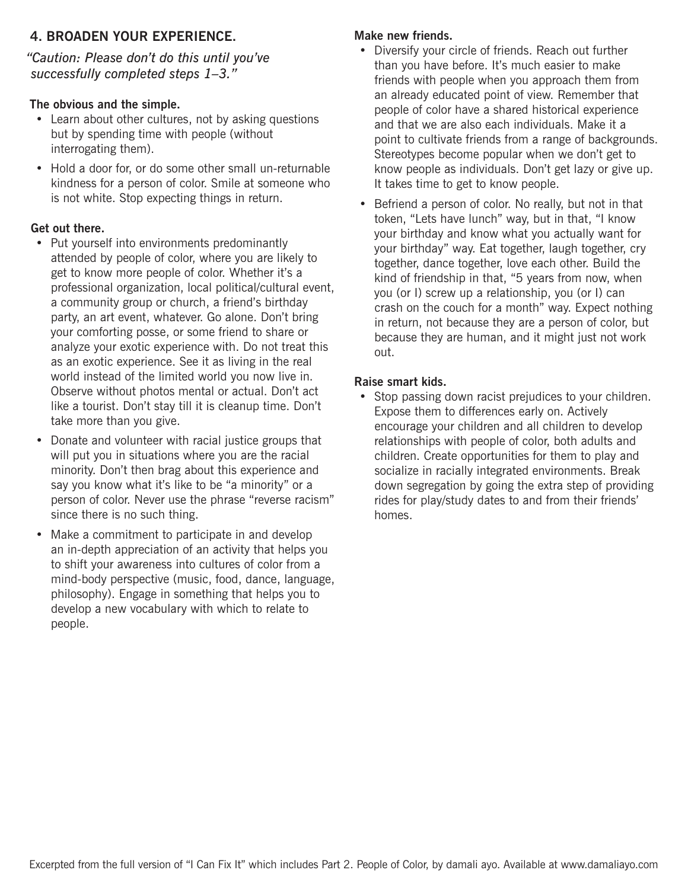## 4. BROADEN YOUR EXPERIENCE.

*"Caution: Please don't do this until you've successfully completed steps 1–3."*

**The obvious and the simple.**

- Learn about other cultures, not by asking questions but by spending time with people (without interrogating them).
- Hold a door for, or do some other small un-returnable kindness for a person of color. Smile at someone who is not white. Stop expecting things in return.

**Get out there.**

- Put yourself into environments predominantly attended by people of color, where you are likely to get to know more people of color. Whether it's a professional organization, local political/cultural event, a community group or church, a friend's birthday party, an art event, whatever. Go alone. Don't bring your comforting posse, or some friend to share or analyze your exotic experience with. Do not treat this as an exotic experience. See it as living in the real world instead of the limited world you now live in. Observe without photos mental or actual. Don't act like a tourist. Don't stay till it is cleanup time. Don't take more than you give.
- Donate and volunteer with racial justice groups that will put you in situations where you are the racial minority. Don't then brag about this experience and say you know what it's like to be "a minority" or a person of color. Never use the phrase "reverse racism" since there is no such thing.
- Make a commitment to participate in and develop an in-depth appreciation of an activity that helps you to shift your awareness into cultures of color from a mind-body perspective (music, food, dance, language, philosophy). Engage in something that helps you to develop a new vocabulary with which to relate to people.

**Make new friends.**

- Diversify your circle of friends. Reach out further than you have before. It's much easier to make friends with people when you approach them from an already educated point of view. Remember that people of color have a shared historical experience and that we are also each individuals. Make it a point to cultivate friends from a range of backgrounds. Stereotypes become popular when we don't get to know people as individuals. Don't get lazy or give up. It takes time to get to know people.
- Befriend a person of color. No really, but not in that token, "Lets have lunch" way, but in that, "I know your birthday and know what you actually want for your birthday" way. Eat together, laugh together, cry together, dance together, love each other. Build the kind of friendship in that, "5 years from now, when you (or I) screw up a relationship, you (or I) can crash on the couch for a month" way. Expect nothing in return, not because they are a person of color, but because they are human, and it might just not work out.

**Raise smart kids.**

- Stop passing down racist prejudices to your children. Expose them to differences early on. Actively encourage your children and all children to develop relationships with people of color, both adults and children. Create opportunities for them to play and socialize in racially integrated environments. Break down segregation by going the extra step of providing rides for play/study dates to and from their friends' homes.

Excerpted from the full version of "I Can Fix It" which includes Part 2. People of Color, by damali ayo. Available at www.damaliayo.com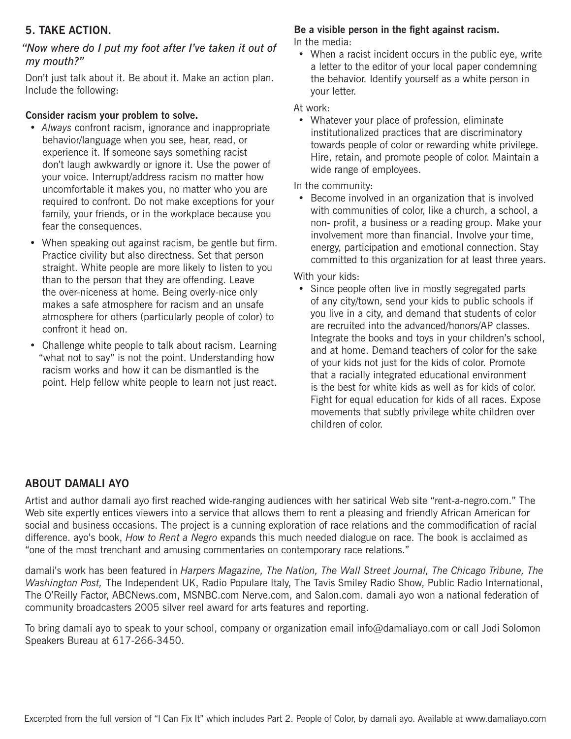## 5. TAKE ACTION.

*"Now where do I put my foot after I've taken it out of my mouth?"*

Don't just talk about it. Be about it. Make an action plan. Include the following:

**Consider racism your problem to solve.**

- *Always* confront racism, ignorance and inappropriate behavior/language when you see, hear, read, or experience it. If someone says something racist don't laugh awkwardly or ignore it. Use the power of your voice. Interrupt/address racism no matter how uncomfortable it makes you, no matter who you are required to confront. Do not make exceptions for your family, your friends, or in the workplace because you fear the consequences.
- When speaking out against racism, be gentle but firm. Practice civility but also directness. Set that person straight. White people are more likely to listen to you than to the person that they are offending. Leave the over-niceness at home. Being overly-nice only makes a safe atmosphere for racism and an unsafe atmosphere for others (particularly people of color) to confront it head on.
- Challenge white people to talk about racism. Learning "what not to say" is not the point. Understanding how racism works and how it can be dismantled is the point. Help fellow white people to learn not just react.

**Be a visible person in the fight against racism.**

In the media:

- When a racist incident occurs in the public eye, write a letter to the editor of your local paper condemning the behavior. Identify yourself as a white person in your letter.

At work:

- Whatever your place of profession, eliminate institutionalized practices that are discriminatory towards people of color or rewarding white privilege. Hire, retain, and promote people of color. Maintain a wide range of employees.

In the community:

- Become involved in an organization that is involved with communities of color, like a church, a school, a non- profit, a business or a reading group. Make your involvement more than financial. Involve your time, energy, participation and emotional connection. Stay committed to this organization for at least three years.

With your kids:

- Since people often live in mostly segregated parts of any city/town, send your kids to public schools if you live in a city, and demand that students of color are recruited into the advanced/honors/AP classes. Integrate the books and toys in your children's school, and at home. Demand teachers of color for the sake of your kids not just for the kids of color. Promote that a racially integrated educational environment is the best for white kids as well as for kids of color. Fight for equal education for kids of all races. Expose movements that subtly privilege white children over children of color.

## ABOUT DAMALI AYO

Artist and author damali ayo first reached wide-ranging audiences with her satirical Web site "rent-a-negro.com." The Web site expertly entices viewers into a service that allows them to rent a pleasing and friendly African American for social and business occasions. The project is a cunning exploration of race relations and the commodification of racial difference. ayo's book, *How to Rent a Negro* expands this much needed dialogue on race. The book is acclaimed as "one of the most trenchant and amusing commentaries on contemporary race relations."

damali's work has been featured in *Harpers Magazine, The Nation, The Wall Street Journal, The Chicago Tribune, The Washington Post,* The Independent UK, Radio Populare Italy, The Tavis Smiley Radio Show, Public Radio International, The O'Reilly Factor, ABCNews.com, MSNBC.com Nerve.com, and Salon.com. damali ayo won a national federation of community broadcasters 2005 silver reel award for arts features and reporting.

To bring damali ayo to speak to your school, company or organization email info@damaliayo.com or call Jodi Solomon Speakers Bureau at 617-266-3450.

Excerpted from the full version of "I Can Fix It" which includes Part 2. People of Color, by damali ayo. Available at www.damaliayo.com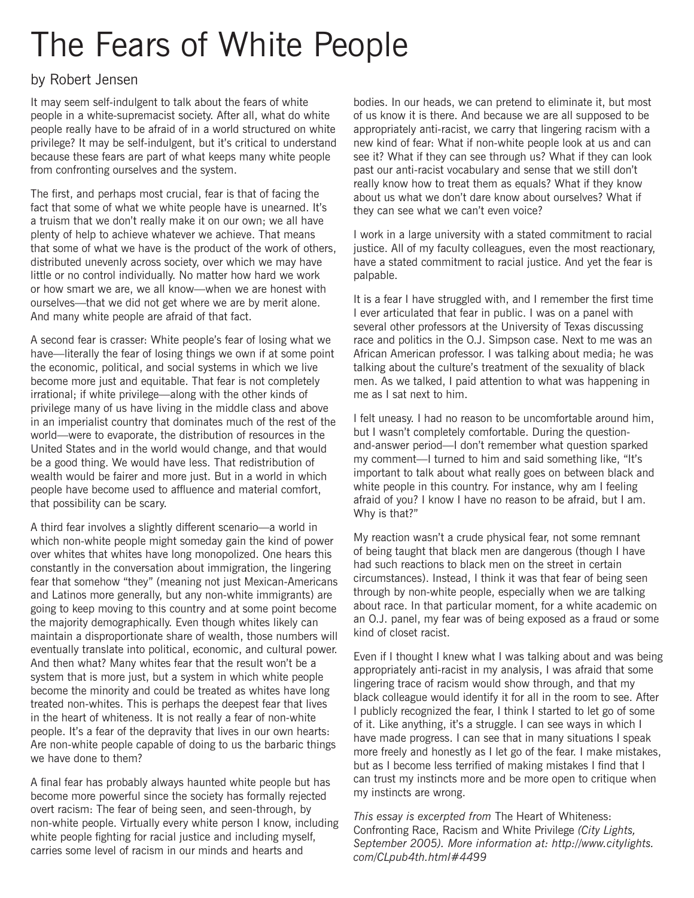# The Fears of White People

by Robert Jensen

It may seem self-indulgent to talk about the fears of white people in a white-supremacist society. After all, what do white people really have to be afraid of in a world structured on white privilege? It may be self-indulgent, but it's critical to understand because these fears are part of what keeps many white people from confronting ourselves and the system.

The first, and perhaps most crucial, fear is that of facing the fact that some of what we white people have is unearned. It's a truism that we don't really make it on our own; we all have plenty of help to achieve whatever we achieve. That means that some of what we have is the product of the work of others, distributed unevenly across society, over which we may have little or no control individually. No matter how hard we work or how smart we are, we all know—when we are honest with ourselves—that we did not get where we are by merit alone. And many white people are afraid of that fact.

A second fear is crasser: White people's fear of losing what we have—literally the fear of losing things we own if at some point the economic, political, and social systems in which we live become more just and equitable. That fear is not completely irrational; if white privilege—along with the other kinds of privilege many of us have living in the middle class and above in an imperialist country that dominates much of the rest of the world—were to evaporate, the distribution of resources in the United States and in the world would change, and that would be a good thing. We would have less. That redistribution of wealth would be fairer and more just. But in a world in which people have become used to affluence and material comfort, that possibility can be scary.

A third fear involves a slightly different scenario—a world in which non-white people might someday gain the kind of power over whites that whites have long monopolized. One hears this constantly in the conversation about immigration, the lingering fear that somehow "they" (meaning not just Mexican-Americans and Latinos more generally, but any non-white immigrants) are going to keep moving to this country and at some point become the majority demographically. Even though whites likely can maintain a disproportionate share of wealth, those numbers will eventually translate into political, economic, and cultural power. And then what? Many whites fear that the result won't be a system that is more just, but a system in which white people become the minority and could be treated as whites have long treated non-whites. This is perhaps the deepest fear that lives in the heart of whiteness. It is not really a fear of non-white people. It's a fear of the depravity that lives in our own hearts: Are non-white people capable of doing to us the barbaric things we have done to them?

A final fear has probably always haunted white people but has become more powerful since the society has formally rejected overt racism: The fear of being seen, and seen-through, by non-white people. Virtually every white person I know, including white people fighting for racial justice and including myself, carries some level of racism in our minds and hearts and bodies. In our heads, we can pretend to eliminate it, but most of us know it is there. And because we are all supposed to be appropriately anti-racist, we carry that lingering racism with a new kind of fear: What if non-white people look at us and can see it? What if they can see through us? What if they can look past our anti-racist vocabulary and sense that we still don't really know how to treat them as equals? What if they know about us what we don't dare know about ourselves? What if they can see what we can't even voice?

I work in a large university with a stated commitment to racial justice. All of my faculty colleagues, even the most reactionary, have a stated commitment to racial justice. And yet the fear is palpable.

It is a fear I have struggled with, and I remember the first time I ever articulated that fear in public. I was on a panel with several other professors at the University of Texas discussing race and politics in the O.J. Simpson case. Next to me was an African American professor. I was talking about media; he was talking about the culture's treatment of the sexuality of black men. As we talked, I paid attention to what was happening in me as I sat next to him.

I felt uneasy. I had no reason to be uncomfortable around him, but I wasn't completely comfortable. During the question-and-answer period—I don't remember what question sparked my comment—I turned to him and said something like, "It's important to talk about what really goes on between black and white people in this country. For instance, why am I feeling afraid of you? I know I have no reason to be afraid, but I am. Why is that?"

My reaction wasn't a crude physical fear, not some remnant of being taught that black men are dangerous (though I have had such reactions to black men on the street in certain circumstances). Instead, I think it was that fear of being seen through by non-white people, especially when we are talking about race. In that particular moment, for a white academic on an O.J. panel, my fear was of being exposed as a fraud or some kind of closet racist.

Even if I thought I knew what I was talking about and was being appropriately anti-racist in my analysis, I was afraid that some lingering trace of racism would show through, and that my black colleague would identify it for all in the room to see. After I publicly recognized the fear, I think I started to let go of some of it. Like anything, it's a struggle. I can see ways in which I have made progress. I can see that in many situations I speak more freely and honestly as I let go of the fear. I make mistakes, but as I become less terrified of making mistakes I find that I can trust my instincts more and be more open to critique when my instincts are wrong.

*This essay is excerpted from* The Heart of Whiteness: Confronting Race, Racism and White Privilege *(City Lights, September 2005). More information at: http://www.citylights.com/CLpub4th.html#4499*